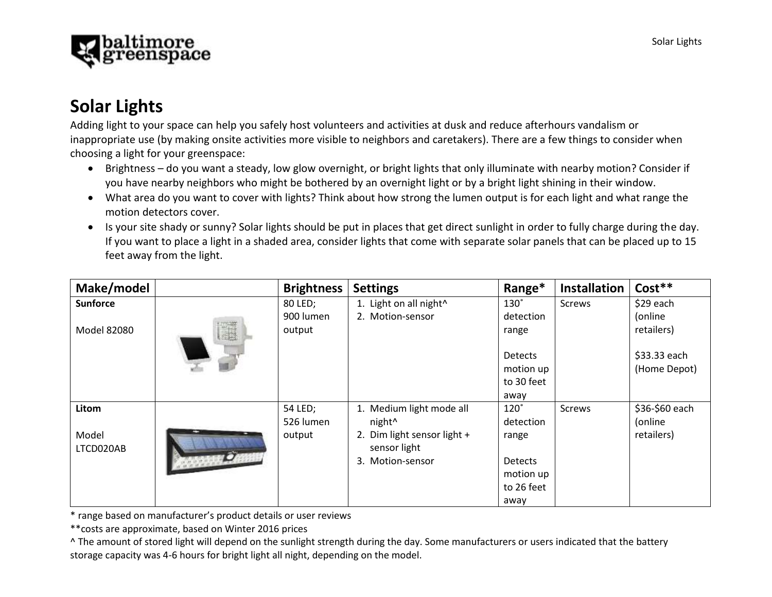# Solar Lights

Adding light to your space can help you safely host volunteers and activities at dusk and reduce afterhours vandalism or inappropriate use (by making onsite activities more visible to neighbors and caretakers). There are a few things to consider when choosing a light for your greenspace:

- Brightness – do you want a steady, low glow overnight, or bright lights that only illuminate with nearby motion? Consider if you have nearby neighbors who might be bothered by an overnight light or by a bright light shining in their window.
- What area do you want to cover with lights? Think about how strong the lumen output is for each light and what range the motion detectors cover.
- Is your site shady or sunny? Solar lights should be put in places that get direct sunlight in order to fully charge during the day. If you want to place a light in a shaded area, consider lights that come with separate solar panels that can be placed up to 15 feet away from the light.

| Make/model | | Brightness | Settings | Range* | Installation | Cost** |
|---|---|---|---|---|---|---|
| **Sunforce**<br><br>Model 82080 | | 80 LED; 900 lumen output | 1. Light on all night^<br>2. Motion-sensor | 130˚ detection range<br><br>Detects motion up to 30 feet away | Screws | $29 each (online retailers)<br><br>$33.33 each (Home Depot) |
| **Litom**<br><br>Model LTCD020AB | | 54 LED; 526 lumen output | 1. Medium light mode all night^<br>2. Dim light sensor light + sensor light<br>3. Motion-sensor | 120˚ detection range<br><br>Detects motion up to 26 feet away | Screws | $36-$60 each (online retailers) |

* range based on manufacturer's product details or user reviews

**costs are approximate, based on Winter 2016 prices

^ The amount of stored light will depend on the sunlight strength during the day. Some manufacturers or users indicated that the battery storage capacity was 4-6 hours for bright light all night, depending on the model.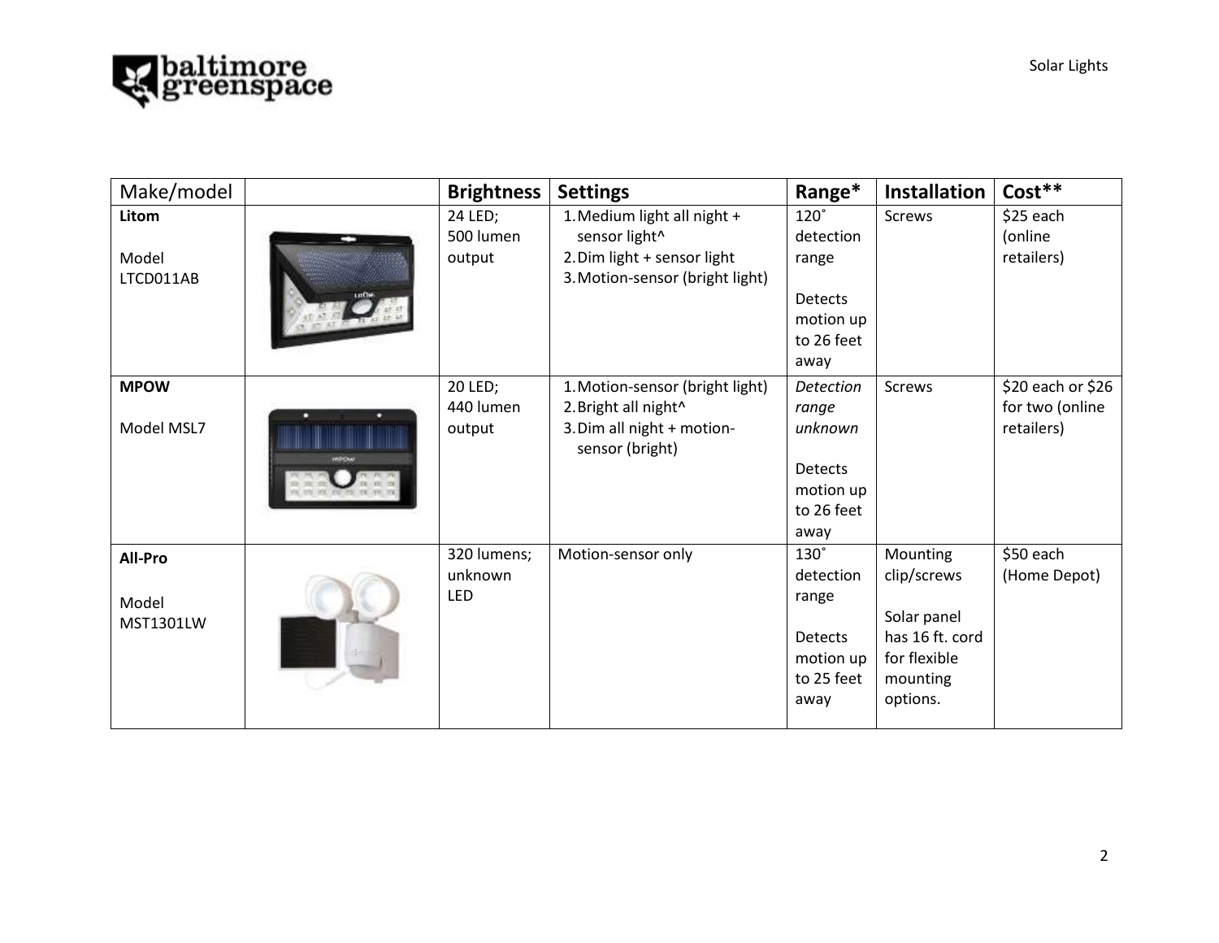| Make/model | | Brightness | Settings | Range* | Installation | Cost** |
| --- | --- | --- | --- | --- | --- | --- |
| **Litom**<br><br>Model LTCD011AB | | 24 LED; 500 lumen output | 1. Medium light all night + sensor light^<br>2. Dim light + sensor light<br>3. Motion-sensor (bright light) | 120˚ detection range<br><br>Detects motion up to 26 feet away | Screws | $25 each (online retailers) |
| **MPOW**<br><br>Model MSL7 | | 20 LED; 440 lumen output | 1. Motion-sensor (bright light)<br>2. Bright all night^<br>3. Dim all night + motion-sensor (bright) | *Detection range unknown*<br><br>Detects motion up to 26 feet away | Screws | $20 each or $26 for two (online retailers) |
| **All-Pro**<br><br>Model MST1301LW | | 320 lumens; unknown LED | Motion-sensor only | 130˚ detection range<br><br>Detects motion up to 25 feet away | Mounting clip/screws<br><br>Solar panel has 16 ft. cord for flexible mounting options. | $50 each (Home Depot) |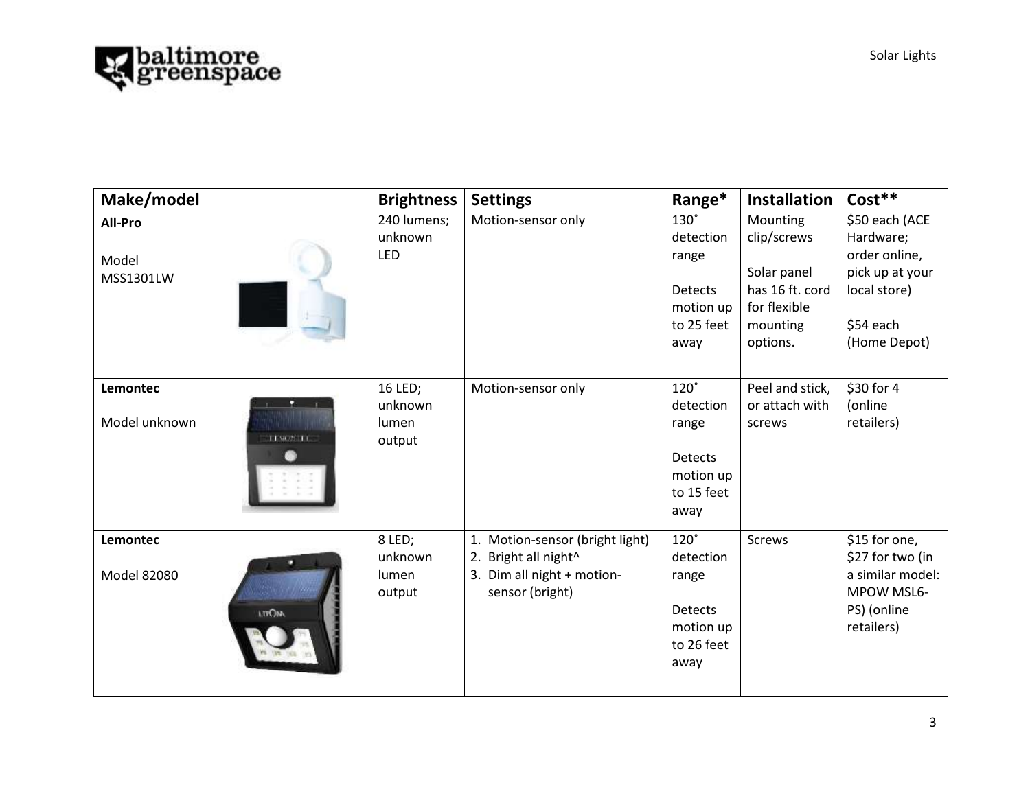| Make/model | | Brightness | Settings | Range* | Installation | Cost** |
|---|---|---|---|---|---|---|
| **All-Pro**<br><br>Model MSS1301LW | | 240 lumens; unknown LED | Motion-sensor only | 130˚ detection range<br><br>Detects motion up to 25 feet away | Mounting clip/screws<br><br>Solar panel has 16 ft. cord for flexible mounting options. | $50 each (ACE Hardware; order online, pick up at your local store)<br><br>$54 each (Home Depot) |
| **Lemontec**<br><br>Model unknown | | 16 LED; unknown lumen output | Motion-sensor only | 120˚ detection range<br><br>Detects motion up to 15 feet away | Peel and stick, or attach with screws | $30 for 4 (online retailers) |
| **Lemontec**<br><br>Model 82080 | | 8 LED; unknown lumen output | 1. Motion-sensor (bright light)<br>2. Bright all night^<br>3. Dim all night + motion-sensor (bright) | 120˚ detection range<br><br>Detects motion up to 26 feet away | Screws | $15 for one, $27 for two (in a similar model: MPOW MSL6-PS) (online retailers) |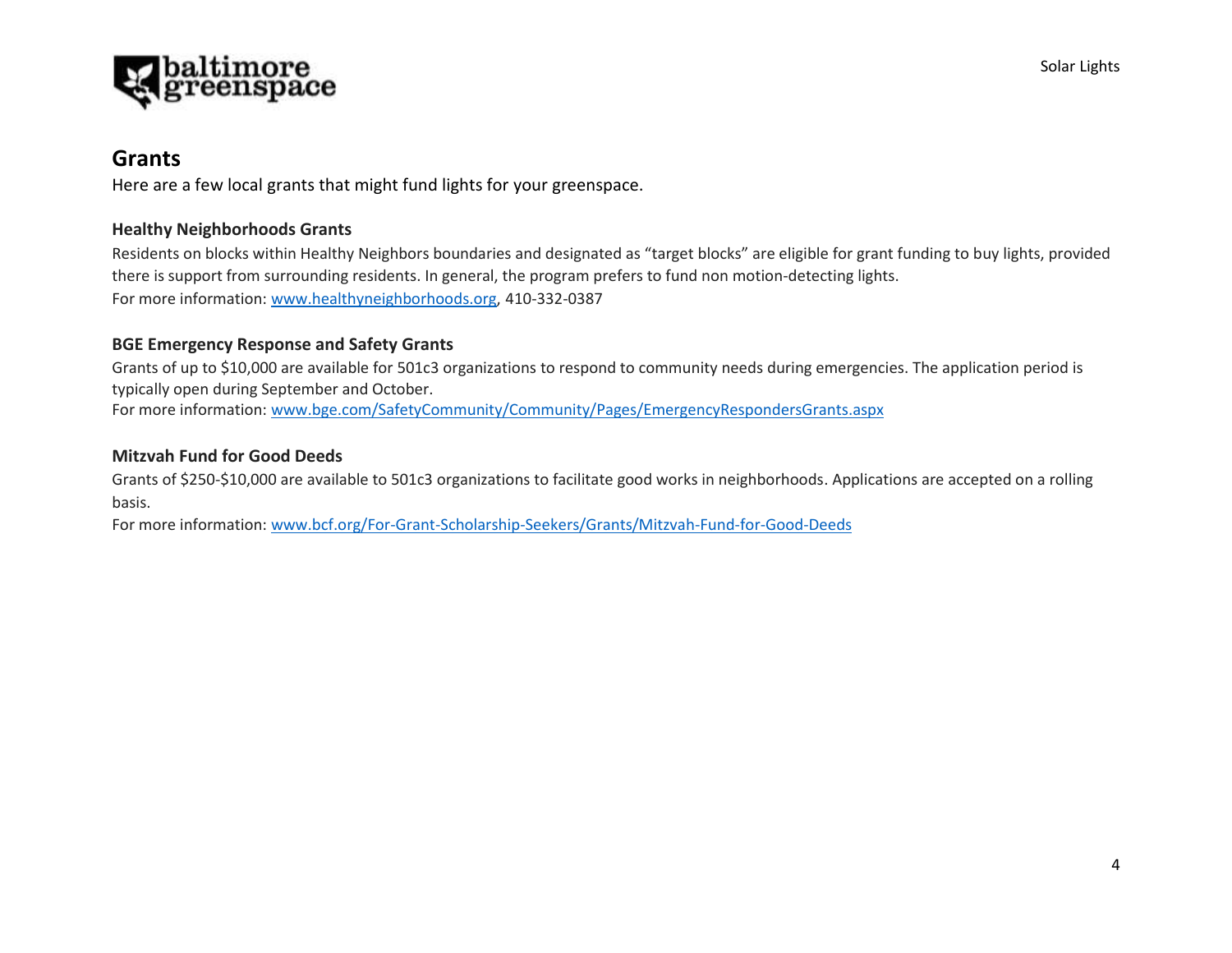## Grants

Here are a few local grants that might fund lights for your greenspace.

### Healthy Neighborhoods Grants

Residents on blocks within Healthy Neighbors boundaries and designated as "target blocks" are eligible for grant funding to buy lights, provided there is support from surrounding residents. In general, the program prefers to fund non motion-detecting lights.
For more information: www.healthyneighborhoods.org, 410-332-0387

### BGE Emergency Response and Safety Grants

Grants of up to $10,000 are available for 501c3 organizations to respond to community needs during emergencies. The application period is typically open during September and October.
For more information: www.bge.com/SafetyCommunity/Community/Pages/EmergencyRespondersGrants.aspx

### Mitzvah Fund for Good Deeds

Grants of $250-$10,000 are available to 501c3 organizations to facilitate good works in neighborhoods. Applications are accepted on a rolling basis.
For more information: www.bcf.org/For-Grant-Scholarship-Seekers/Grants/Mitzvah-Fund-for-Good-Deeds